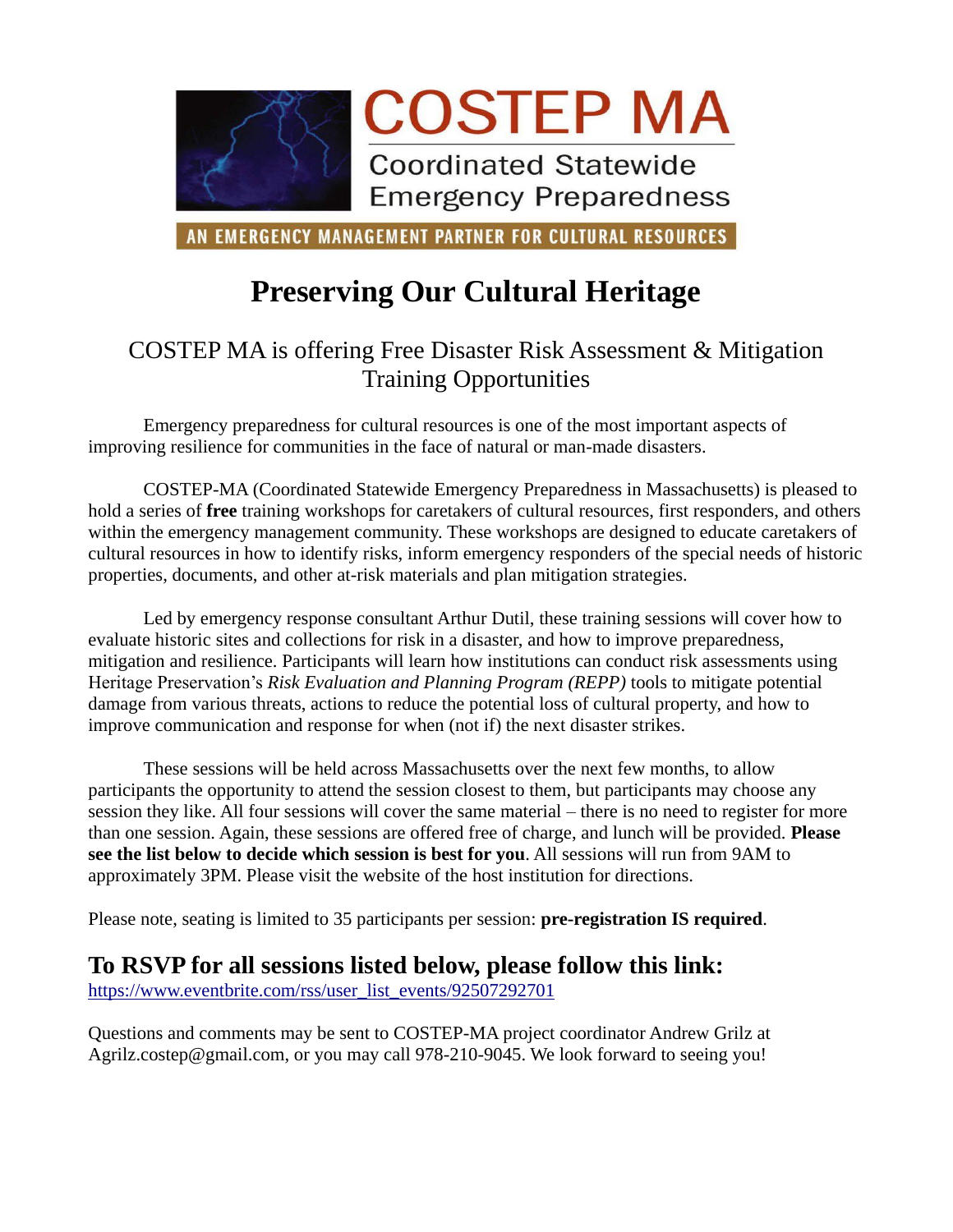COSTEP MA

Coordinated Statewide Emergency Preparedness

AN EMERGENCY MANAGEMENT PARTNER FOR CULTURAL RESOURCES

# Preserving Our Cultural Heritage

## COSTEP MA is offering Free Disaster Risk Assessment & Mitigation Training Opportunities

Emergency preparedness for cultural resources is one of the most important aspects of improving resilience for communities in the face of natural or man-made disasters.

COSTEP-MA (Coordinated Statewide Emergency Preparedness in Massachusetts) is pleased to hold a series of **free** training workshops for caretakers of cultural resources, first responders, and others within the emergency management community. These workshops are designed to educate caretakers of cultural resources in how to identify risks, inform emergency responders of the special needs of historic properties, documents, and other at-risk materials and plan mitigation strategies.

Led by emergency response consultant Arthur Dutil, these training sessions will cover how to evaluate historic sites and collections for risk in a disaster, and how to improve preparedness, mitigation and resilience. Participants will learn how institutions can conduct risk assessments using Heritage Preservation's *Risk Evaluation and Planning Program (REPP)* tools to mitigate potential damage from various threats, actions to reduce the potential loss of cultural property, and how to improve communication and response for when (not if) the next disaster strikes.

These sessions will be held across Massachusetts over the next few months, to allow participants the opportunity to attend the session closest to them, but participants may choose any session they like. All four sessions will cover the same material – there is no need to register for more than one session. Again, these sessions are offered free of charge, and lunch will be provided. **Please see the list below to decide which session is best for you**. All sessions will run from 9AM to approximately 3PM. Please visit the website of the host institution for directions.

Please note, seating is limited to 35 participants per session: **pre-registration IS required**.

## To RSVP for all sessions listed below, please follow this link:

[https://www.eventbrite.com/rss/user_list_events/92507292701](https://www.eventbrite.com/rss/user_list_events/92507292701)

Questions and comments may be sent to COSTEP-MA project coordinator Andrew Grilz at Agrilz.costep@gmail.com, or you may call 978-210-9045. We look forward to seeing you!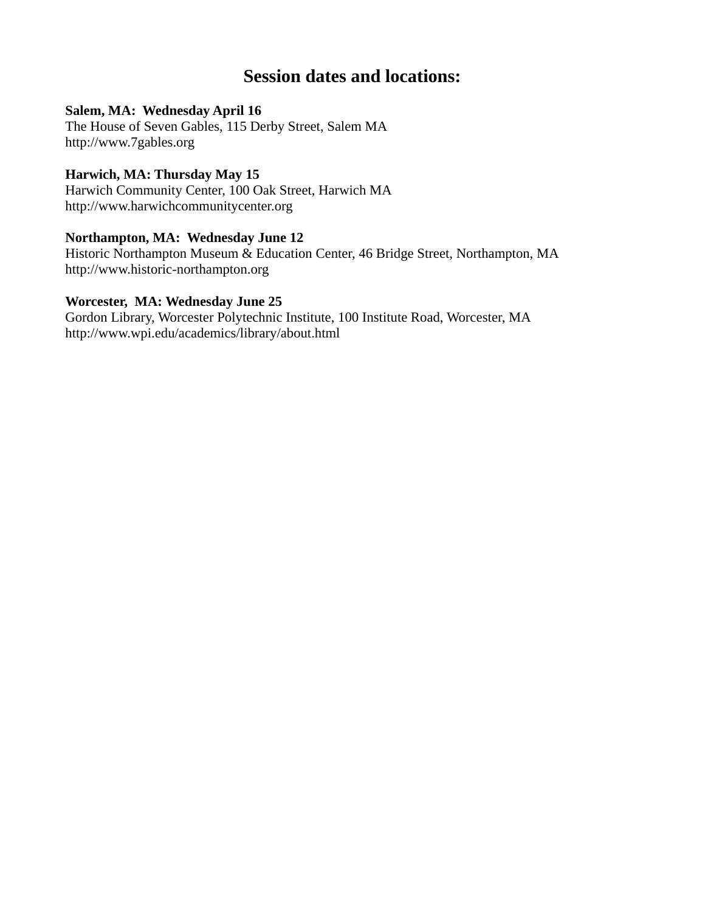## Session dates and locations:

**Salem, MA: Wednesday April 16**
The House of Seven Gables, 115 Derby Street, Salem MA
http://www.7gables.org

**Harwich, MA: Thursday May 15**
Harwich Community Center, 100 Oak Street, Harwich MA
http://www.harwichcommunitycenter.org

**Northampton, MA: Wednesday June 12**
Historic Northampton Museum & Education Center, 46 Bridge Street, Northampton, MA
http://www.historic-northampton.org

**Worcester, MA: Wednesday June 25**
Gordon Library, Worcester Polytechnic Institute, 100 Institute Road, Worcester, MA
http://www.wpi.edu/academics/library/about.html